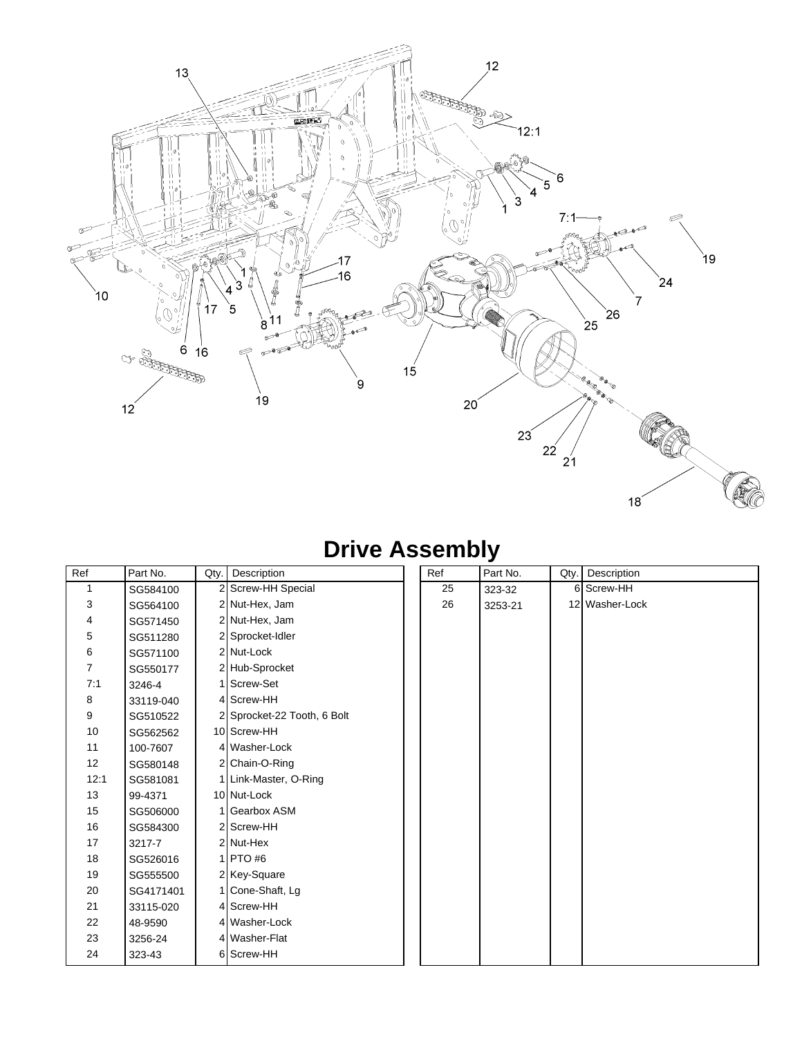# Drive Assembly

| Ref | Part No. | Qty. | Description |
|---|---|---|---|
| 1 | SG584100 | 2 | Screw-HH Special |
| 3 | SG564100 | 2 | Nut-Hex, Jam |
| 4 | SG571450 | 2 | Nut-Hex, Jam |
| 5 | SG511280 | 2 | Sprocket-Idler |
| 6 | SG571100 | 2 | Nut-Lock |
| 7 | SG550177 | 2 | Hub-Sprocket |
| 7:1 | 3246-4 | 1 | Screw-Set |
| 8 | 33119-040 | 4 | Screw-HH |
| 9 | SG510522 | 2 | Sprocket-22 Tooth, 6 Bolt |
| 10 | SG562562 | 10 | Screw-HH |
| 11 | 100-7607 | 4 | Washer-Lock |
| 12 | SG580148 | 2 | Chain-O-Ring |
| 12:1 | SG581081 | 1 | Link-Master, O-Ring |
| 13 | 99-4371 | 10 | Nut-Lock |
| 15 | SG506000 | 1 | Gearbox ASM |
| 16 | SG584300 | 2 | Screw-HH |
| 17 | 3217-7 | 2 | Nut-Hex |
| 18 | SG526016 | 1 | PTO #6 |
| 19 | SG555500 | 2 | Key-Square |
| 20 | SG4171401 | 1 | Cone-Shaft, Lg |
| 21 | 33115-020 | 4 | Screw-HH |
| 22 | 48-9590 | 4 | Washer-Lock |
| 23 | 3256-24 | 4 | Washer-Flat |
| 24 | 323-43 | 6 | Screw-HH |
| 25 | 323-32 | 6 | Screw-HH |
| 26 | 3253-21 | 12 | Washer-Lock |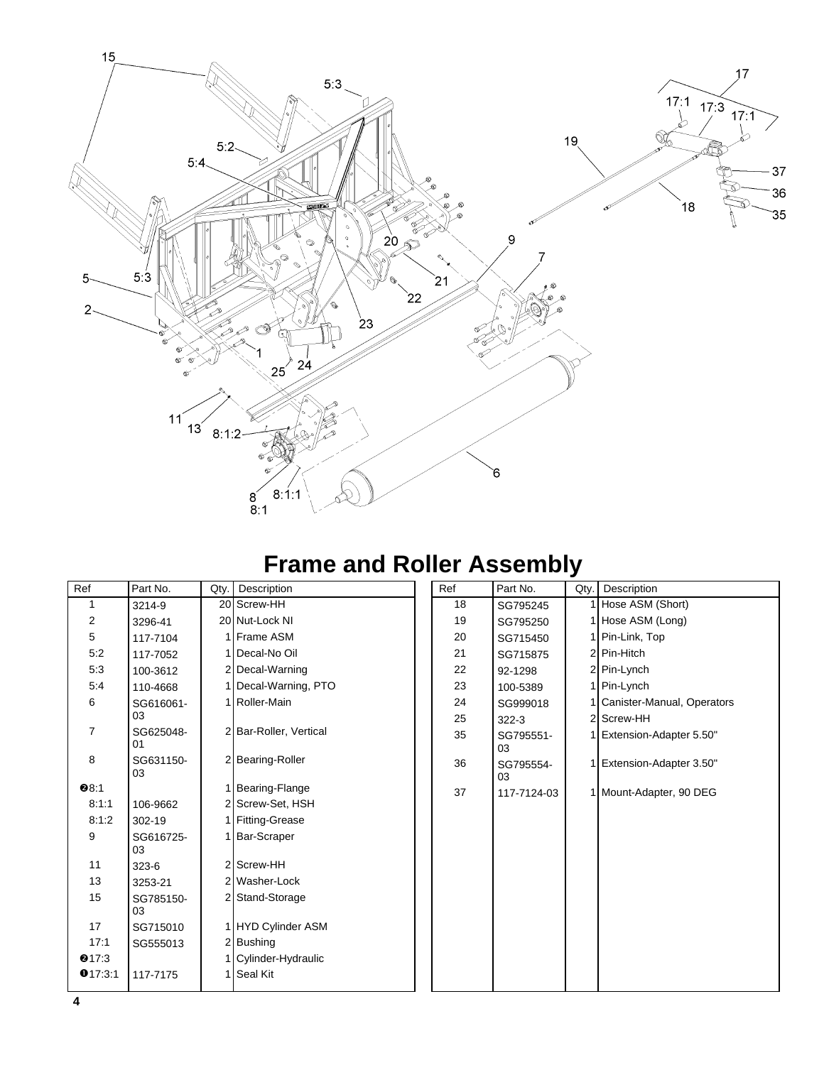# Frame and Roller Assembly

| Ref | Part No. | Qty. | Description |
|---|---|---|---|
| 1 | 3214-9 | 20 | Screw-HH |
| 2 | 3296-41 | 20 | Nut-Lock NI |
| 5 | 117-7104 | 1 | Frame ASM |
| 5:2 | 117-7052 | 1 | Decal-No Oil |
| 5:3 | 100-3612 | 2 | Decal-Warning |
| 5:4 | 110-4668 | 1 | Decal-Warning, PTO |
| 6 | SG616061-03 | 1 | Roller-Main |
| 7 | SG625048-01 | 2 | Bar-Roller, Vertical |
| 8 | SG631150-03 | 2 | Bearing-Roller |
| ❷8:1 | | 1 | Bearing-Flange |
| 8:1:1 | 106-9662 | 2 | Screw-Set, HSH |
| 8:1:2 | 302-19 | 1 | Fitting-Grease |
| 9 | SG616725-03 | 1 | Bar-Scraper |
| 11 | 323-6 | 2 | Screw-HH |
| 13 | 3253-21 | 2 | Washer-Lock |
| 15 | SG785150-03 | 2 | Stand-Storage |
| 17 | SG715010 | 1 | HYD Cylinder ASM |
| 17:1 | SG555013 | 2 | Bushing |
| ❷17:3 | | 1 | Cylinder-Hydraulic |
| ❶17:3:1 | 117-7175 | 1 | Seal Kit |
| 18 | SG795245 | 1 | Hose ASM (Short) |
| 19 | SG795250 | 1 | Hose ASM (Long) |
| 20 | SG715450 | 1 | Pin-Link, Top |
| 21 | SG715875 | 2 | Pin-Hitch |
| 22 | 92-1298 | 2 | Pin-Lynch |
| 23 | 100-5389 | 1 | Pin-Lynch |
| 24 | SG999018 | 1 | Canister-Manual, Operators |
| 25 | 322-3 | 2 | Screw-HH |
| 35 | SG795551-03 | 1 | Extension-Adapter 5.50" |
| 36 | SG795554-03 | 1 | Extension-Adapter 3.50" |
| 37 | 117-7124-03 | 1 | Mount-Adapter, 90 DEG |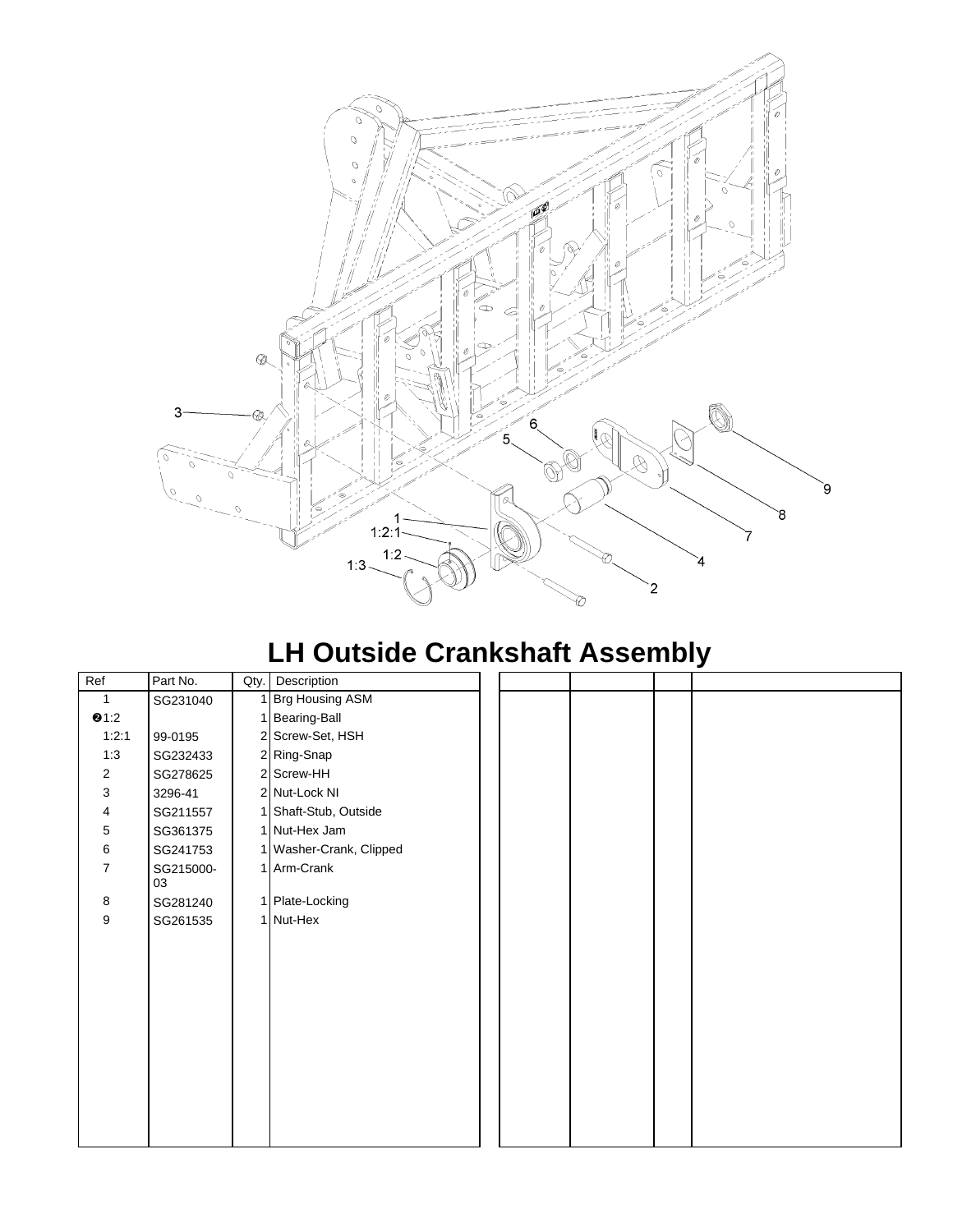# LH Outside Crankshaft Assembly

| Ref | Part No. | Qty. | Description |
|---|---|---|---|
| 1 | SG231040 | 1 | Brg Housing ASM |
| ❷1:2 | | 1 | Bearing-Ball |
| 1:2:1 | 99-0195 | 2 | Screw-Set, HSH |
| 1:3 | SG232433 | 2 | Ring-Snap |
| 2 | SG278625 | 2 | Screw-HH |
| 3 | 3296-41 | 2 | Nut-Lock NI |
| 4 | SG211557 | 1 | Shaft-Stub, Outside |
| 5 | SG361375 | 1 | Nut-Hex Jam |
| 6 | SG241753 | 1 | Washer-Crank, Clipped |
| 7 | SG215000-03 | 1 | Arm-Crank |
| 8 | SG281240 | 1 | Plate-Locking |
| 9 | SG261535 | 1 | Nut-Hex |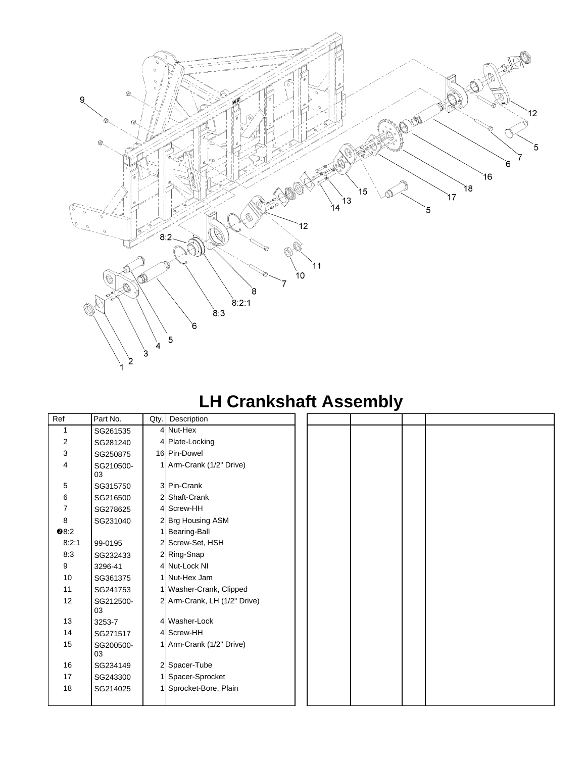# LH Crankshaft Assembly

| Ref | Part No. | Qty. | Description |
|---|---|---|---|
| 1 | SG261535 | 4 | Nut-Hex |
| 2 | SG281240 | 4 | Plate-Locking |
| 3 | SG250875 | 16 | Pin-Dowel |
| 4 | SG210500-03 | 1 | Arm-Crank (1/2" Drive) |
| 5 | SG315750 | 3 | Pin-Crank |
| 6 | SG216500 | 2 | Shaft-Crank |
| 7 | SG278625 | 4 | Screw-HH |
| 8 | SG231040 | 2 | Brg Housing ASM |
| ❷8:2 | | 1 | Bearing-Ball |
| 8:2:1 | 99-0195 | 2 | Screw-Set, HSH |
| 8:3 | SG232433 | 2 | Ring-Snap |
| 9 | 3296-41 | 4 | Nut-Lock NI |
| 10 | SG361375 | 1 | Nut-Hex Jam |
| 11 | SG241753 | 1 | Washer-Crank, Clipped |
| 12 | SG212500-03 | 2 | Arm-Crank, LH (1/2" Drive) |
| 13 | 3253-7 | 4 | Washer-Lock |
| 14 | SG271517 | 4 | Screw-HH |
| 15 | SG200500-03 | 1 | Arm-Crank (1/2" Drive) |
| 16 | SG234149 | 2 | Spacer-Tube |
| 17 | SG243300 | 1 | Spacer-Sprocket |
| 18 | SG214025 | 1 | Sprocket-Bore, Plain |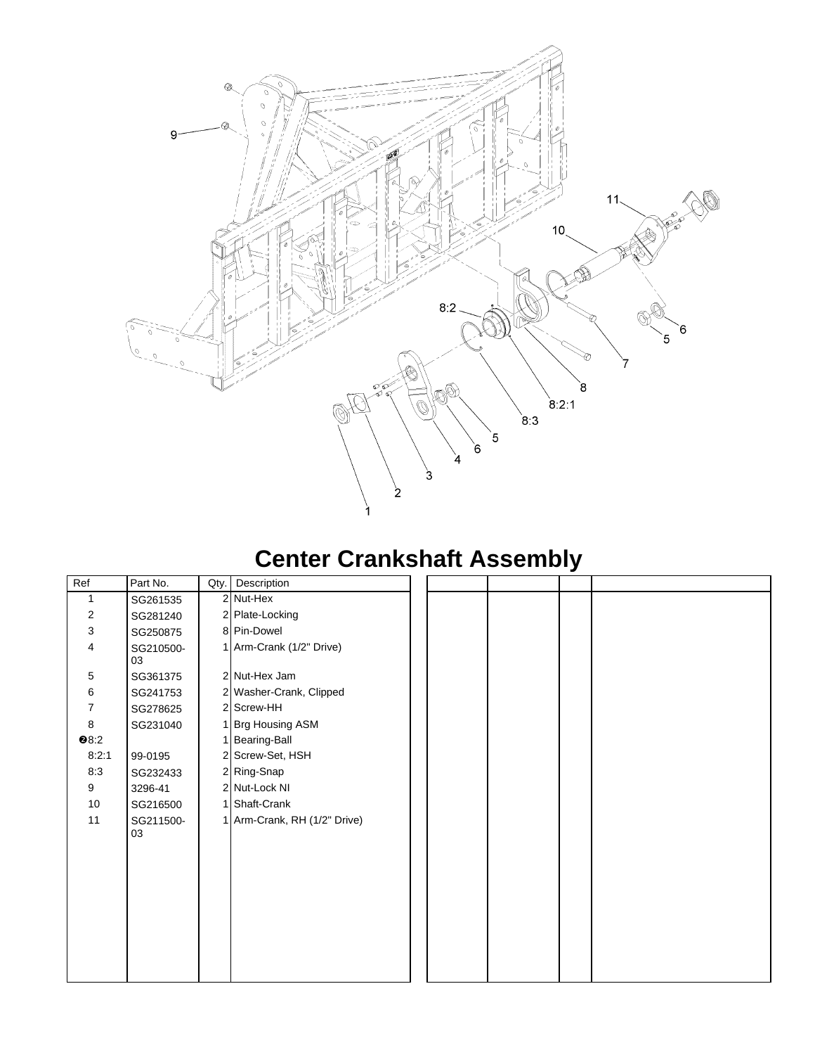# Center Crankshaft Assembly

| Ref | Part No. | Qty. | Description |
|---|---|---|---|
| 1 | SG261535 | 2 | Nut-Hex |
| 2 | SG281240 | 2 | Plate-Locking |
| 3 | SG250875 | 8 | Pin-Dowel |
| 4 | SG210500-03 | 1 | Arm-Crank (1/2" Drive) |
| 5 | SG361375 | 2 | Nut-Hex Jam |
| 6 | SG241753 | 2 | Washer-Crank, Clipped |
| 7 | SG278625 | 2 | Screw-HH |
| 8 | SG231040 | 1 | Brg Housing ASM |
| ❷8:2 | | 1 | Bearing-Ball |
| 8:2:1 | 99-0195 | 2 | Screw-Set, HSH |
| 8:3 | SG232433 | 2 | Ring-Snap |
| 9 | 3296-41 | 2 | Nut-Lock NI |
| 10 | SG216500 | 1 | Shaft-Crank |
| 11 | SG211500-03 | 1 | Arm-Crank, RH (1/2" Drive) |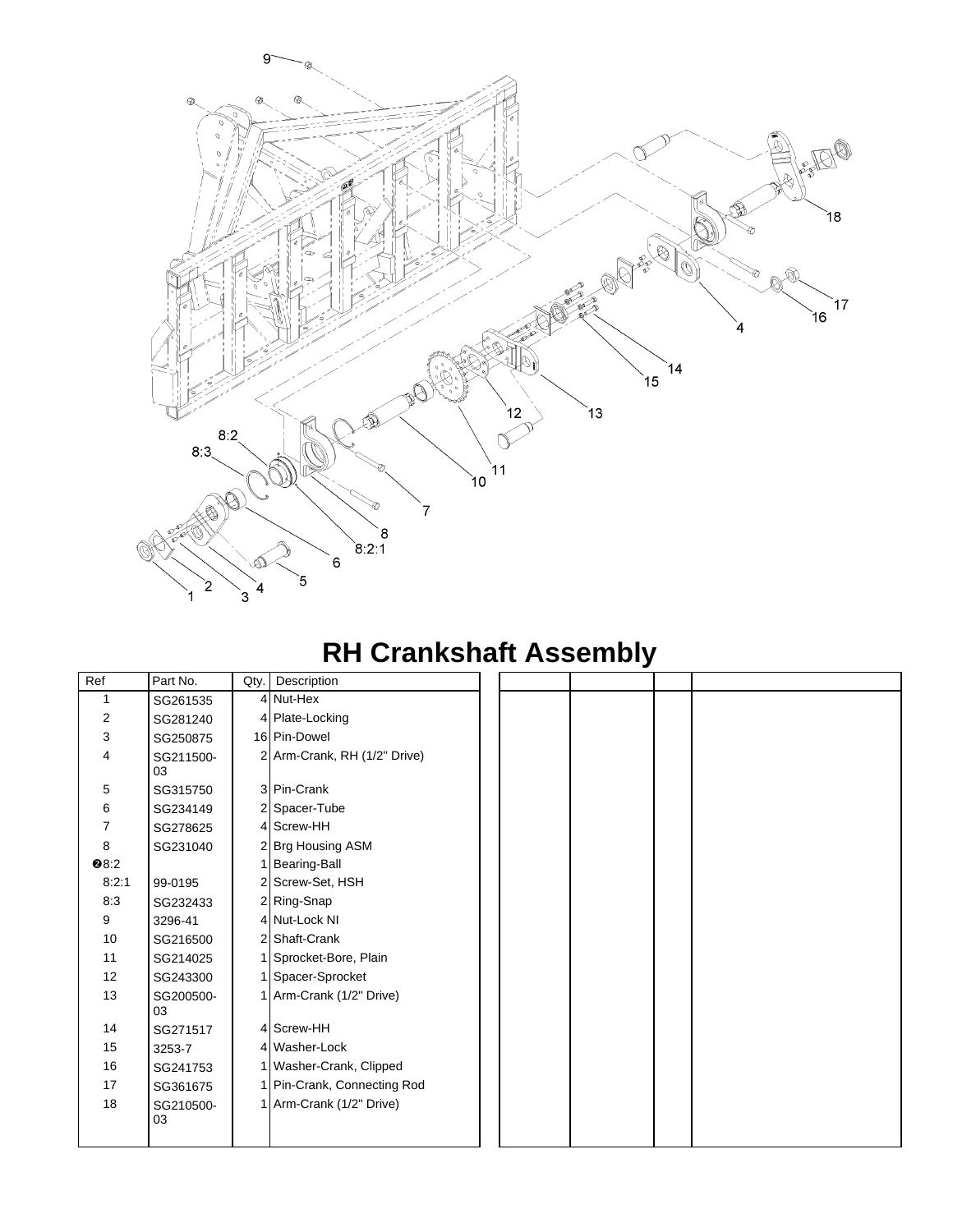# RH Crankshaft Assembly

| Ref | Part No. | Qty. | Description |
|---|---|---|---|
| 1 | SG261535 | 4 | Nut-Hex |
| 2 | SG281240 | 4 | Plate-Locking |
| 3 | SG250875 | 16 | Pin-Dowel |
| 4 | SG211500-03 | 2 | Arm-Crank, RH (1/2" Drive) |
| 5 | SG315750 | 3 | Pin-Crank |
| 6 | SG234149 | 2 | Spacer-Tube |
| 7 | SG278625 | 4 | Screw-HH |
| 8 | SG231040 | 2 | Brg Housing ASM |
| ❷8:2 | | 1 | Bearing-Ball |
| 8:2:1 | 99-0195 | 2 | Screw-Set, HSH |
| 8:3 | SG232433 | 2 | Ring-Snap |
| 9 | 3296-41 | 4 | Nut-Lock NI |
| 10 | SG216500 | 2 | Shaft-Crank |
| 11 | SG214025 | 1 | Sprocket-Bore, Plain |
| 12 | SG243300 | 1 | Spacer-Sprocket |
| 13 | SG200500-03 | 1 | Arm-Crank (1/2" Drive) |
| 14 | SG271517 | 4 | Screw-HH |
| 15 | 3253-7 | 4 | Washer-Lock |
| 16 | SG241753 | 1 | Washer-Crank, Clipped |
| 17 | SG361675 | 1 | Pin-Crank, Connecting Rod |
| 18 | SG210500-03 | 1 | Arm-Crank (1/2" Drive) |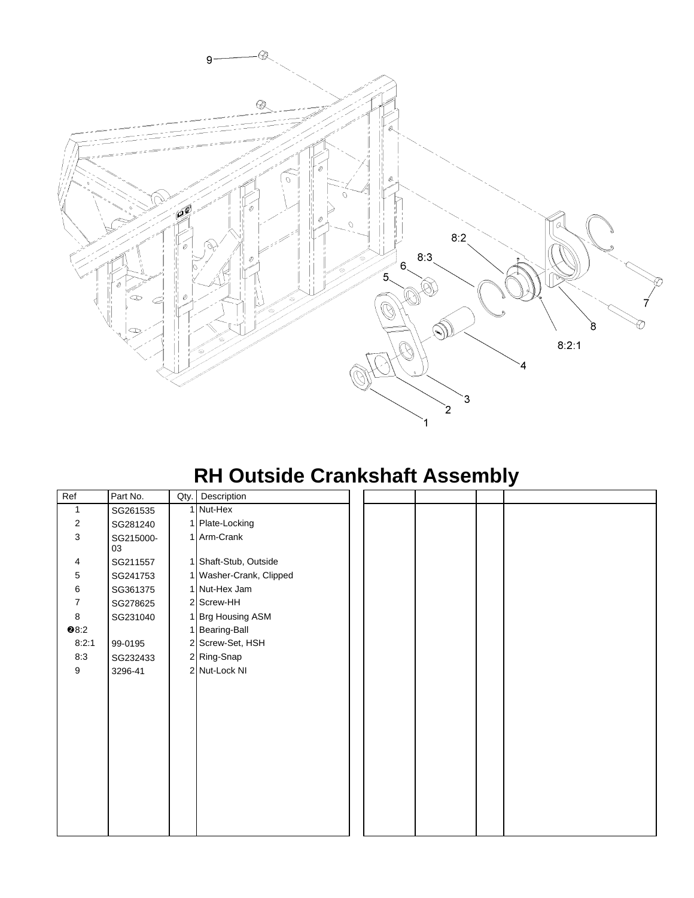# RH Outside Crankshaft Assembly

| Ref | Part No. | Qty. | Description |
| --- | --- | --- | --- |
| 1 | SG261535 | 1 | Nut-Hex |
| 2 | SG281240 | 1 | Plate-Locking |
| 3 | SG215000-03 | 1 | Arm-Crank |
| 4 | SG211557 | 1 | Shaft-Stub, Outside |
| 5 | SG241753 | 1 | Washer-Crank, Clipped |
| 6 | SG361375 | 1 | Nut-Hex Jam |
| 7 | SG278625 | 2 | Screw-HH |
| 8 | SG231040 | 1 | Brg Housing ASM |
| ❷8:2 | | 1 | Bearing-Ball |
| 8:2:1 | 99-0195 | 2 | Screw-Set, HSH |
| 8:3 | SG232433 | 2 | Ring-Snap |
| 9 | 3296-41 | 2 | Nut-Lock NI |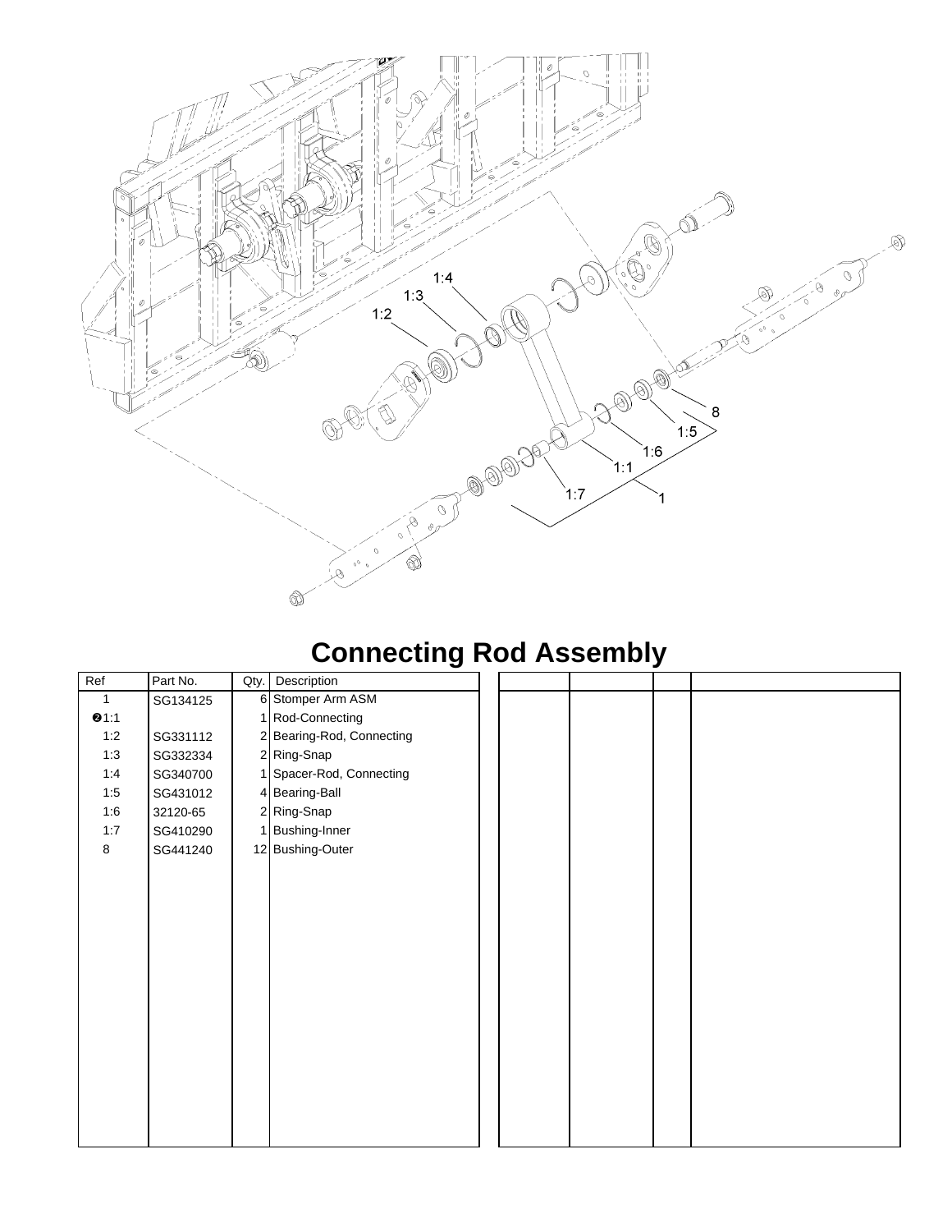# Connecting Rod Assembly

| Ref | Part No. | Qty. | Description |
|---|---|---|---|
| 1 | SG134125 | 6 | Stomper Arm ASM |
| ❷1:1 | | 1 | Rod-Connecting |
| 1:2 | SG331112 | 2 | Bearing-Rod, Connecting |
| 1:3 | SG332334 | 2 | Ring-Snap |
| 1:4 | SG340700 | 1 | Spacer-Rod, Connecting |
| 1:5 | SG431012 | 4 | Bearing-Ball |
| 1:6 | 32120-65 | 2 | Ring-Snap |
| 1:7 | SG410290 | 1 | Bushing-Inner |
| 8 | SG441240 | 12 | Bushing-Outer |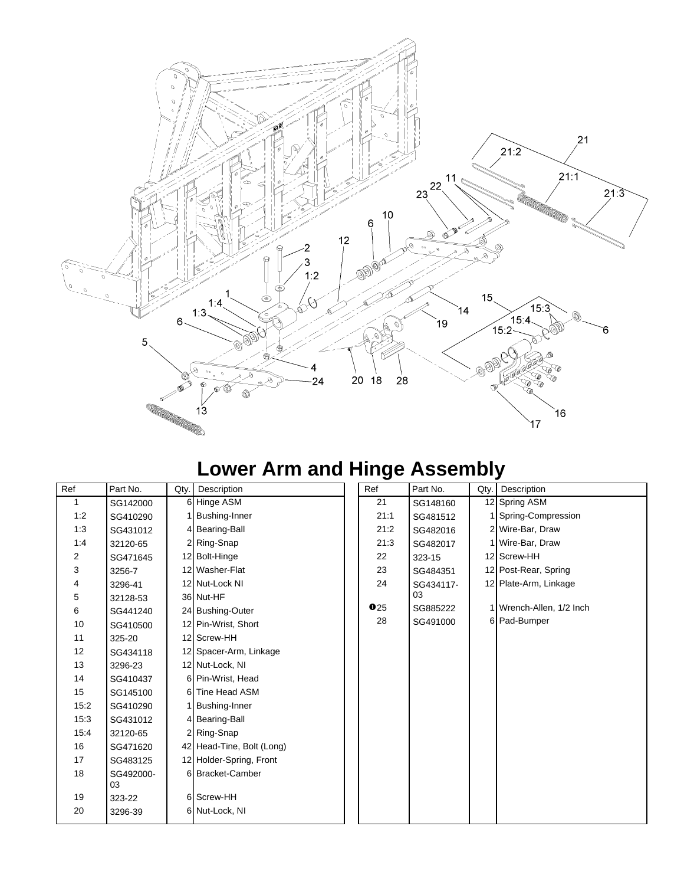# Lower Arm and Hinge Assembly

| Ref | Part No. | Qty. | Description |
|---|---|---|---|
| 1 | SG142000 | 6 | Hinge ASM |
| 1:2 | SG410290 | 1 | Bushing-Inner |
| 1:3 | SG431012 | 4 | Bearing-Ball |
| 1:4 | 32120-65 | 2 | Ring-Snap |
| 2 | SG471645 | 12 | Bolt-Hinge |
| 3 | 3256-7 | 12 | Washer-Flat |
| 4 | 3296-41 | 12 | Nut-Lock NI |
| 5 | 32128-53 | 36 | Nut-HF |
| 6 | SG441240 | 24 | Bushing-Outer |
| 10 | SG410500 | 12 | Pin-Wrist, Short |
| 11 | 325-20 | 12 | Screw-HH |
| 12 | SG434118 | 12 | Spacer-Arm, Linkage |
| 13 | 3296-23 | 12 | Nut-Lock, NI |
| 14 | SG410437 | 6 | Pin-Wrist, Head |
| 15 | SG145100 | 6 | Tine Head ASM |
| 15:2 | SG410290 | 1 | Bushing-Inner |
| 15:3 | SG431012 | 4 | Bearing-Ball |
| 15:4 | 32120-65 | 2 | Ring-Snap |
| 16 | SG471620 | 42 | Head-Tine, Bolt (Long) |
| 17 | SG483125 | 12 | Holder-Spring, Front |
| 18 | SG492000-03 | 6 | Bracket-Camber |
| 19 | 323-22 | 6 | Screw-HH |
| 20 | 3296-39 | 6 | Nut-Lock, NI |

| Ref | Part No. | Qty. | Description |
|---|---|---|---|
| 21 | SG148160 | 12 | Spring ASM |
| 21:1 | SG481512 | 1 | Spring-Compression |
| 21:2 | SG482016 | 2 | Wire-Bar, Draw |
| 21:3 | SG482017 | 1 | Wire-Bar, Draw |
| 22 | 323-15 | 12 | Screw-HH |
| 23 | SG484351 | 12 | Post-Rear, Spring |
| 24 | SG434117-03 | 12 | Plate-Arm, Linkage |
| ❶25 | SG885222 | 1 | Wrench-Allen, 1/2 Inch |
| 28 | SG491000 | 6 | Pad-Bumper |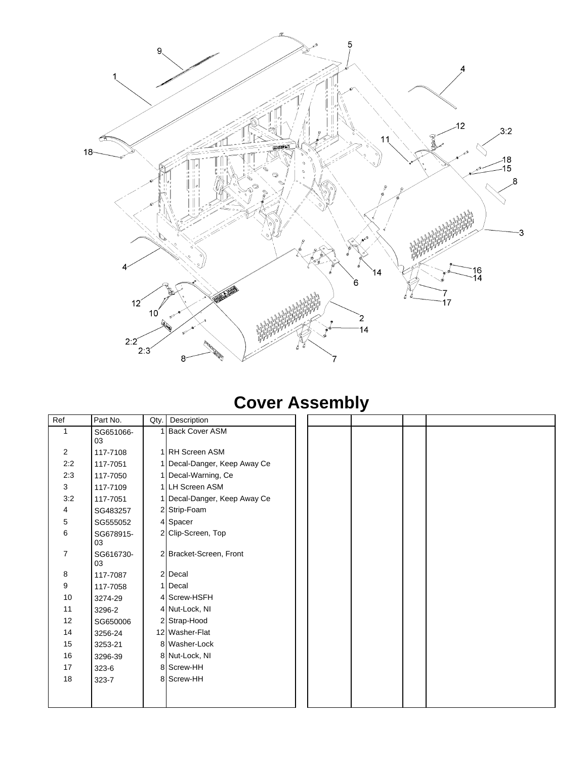# Cover Assembly

| Ref | Part No. | Qty. | Description |
|---|---|---|---|
| 1 | SG651066-03 | 1 | Back Cover ASM |
| 2 | 117-7108 | 1 | RH Screen ASM |
| 2:2 | 117-7051 | 1 | Decal-Danger, Keep Away Ce |
| 2:3 | 117-7050 | 1 | Decal-Warning, Ce |
| 3 | 117-7109 | 1 | LH Screen ASM |
| 3:2 | 117-7051 | 1 | Decal-Danger, Keep Away Ce |
| 4 | SG483257 | 2 | Strip-Foam |
| 5 | SG555052 | 4 | Spacer |
| 6 | SG678915-03 | 2 | Clip-Screen, Top |
| 7 | SG616730-03 | 2 | Bracket-Screen, Front |
| 8 | 117-7087 | 2 | Decal |
| 9 | 117-7058 | 1 | Decal |
| 10 | 3274-29 | 4 | Screw-HSFH |
| 11 | 3296-2 | 4 | Nut-Lock, NI |
| 12 | SG650006 | 2 | Strap-Hood |
| 14 | 3256-24 | 12 | Washer-Flat |
| 15 | 3253-21 | 8 | Washer-Lock |
| 16 | 3296-39 | 8 | Nut-Lock, NI |
| 17 | 323-6 | 8 | Screw-HH |
| 18 | 323-7 | 8 | Screw-HH |